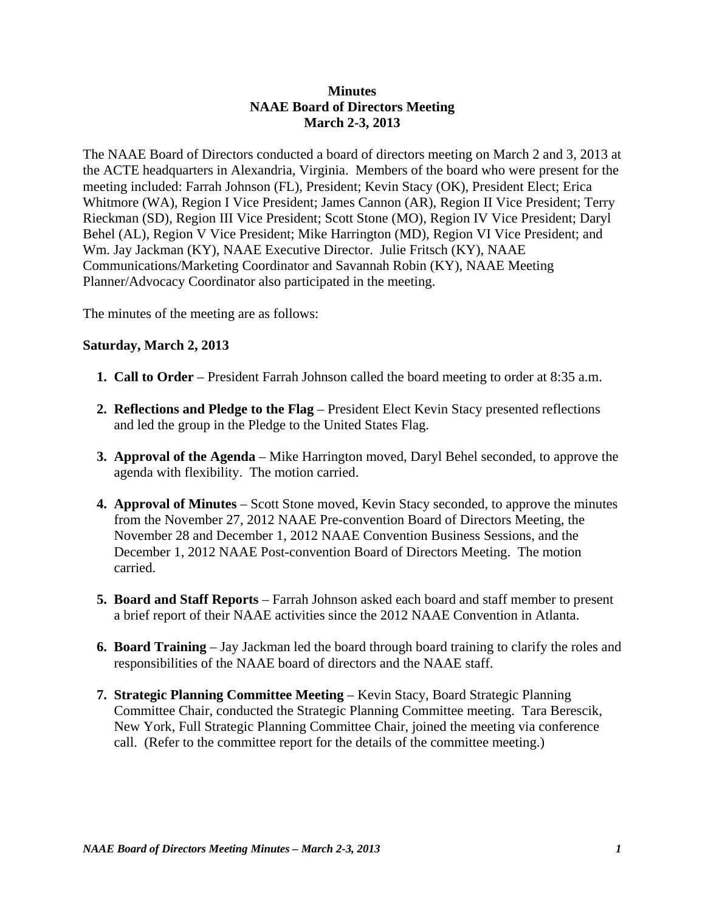**Minutes**
**NAAE Board of Directors Meeting**
**March 2-3, 2013**

The NAAE Board of Directors conducted a board of directors meeting on March 2 and 3, 2013 at the ACTE headquarters in Alexandria, Virginia. Members of the board who were present for the meeting included: Farrah Johnson (FL), President; Kevin Stacy (OK), President Elect; Erica Whitmore (WA), Region I Vice President; James Cannon (AR), Region II Vice President; Terry Rieckman (SD), Region III Vice President; Scott Stone (MO), Region IV Vice President; Daryl Behel (AL), Region V Vice President; Mike Harrington (MD), Region VI Vice President; and Wm. Jay Jackman (KY), NAAE Executive Director. Julie Fritsch (KY), NAAE Communications/Marketing Coordinator and Savannah Robin (KY), NAAE Meeting Planner/Advocacy Coordinator also participated in the meeting.

The minutes of the meeting are as follows:

**Saturday, March 2, 2013**

1. **Call to Order** – President Farrah Johnson called the board meeting to order at 8:35 a.m.

2. **Reflections and Pledge to the Flag** – President Elect Kevin Stacy presented reflections and led the group in the Pledge to the United States Flag.

3. **Approval of the Agenda** – Mike Harrington moved, Daryl Behel seconded, to approve the agenda with flexibility. The motion carried.

4. **Approval of Minutes** – Scott Stone moved, Kevin Stacy seconded, to approve the minutes from the November 27, 2012 NAAE Pre-convention Board of Directors Meeting, the November 28 and December 1, 2012 NAAE Convention Business Sessions, and the December 1, 2012 NAAE Post-convention Board of Directors Meeting. The motion carried.

5. **Board and Staff Reports** – Farrah Johnson asked each board and staff member to present a brief report of their NAAE activities since the 2012 NAAE Convention in Atlanta.

6. **Board Training** – Jay Jackman led the board through board training to clarify the roles and responsibilities of the NAAE board of directors and the NAAE staff.

7. **Strategic Planning Committee Meeting** – Kevin Stacy, Board Strategic Planning Committee Chair, conducted the Strategic Planning Committee meeting. Tara Berescik, New York, Full Strategic Planning Committee Chair, joined the meeting via conference call. (Refer to the committee report for the details of the committee meeting.)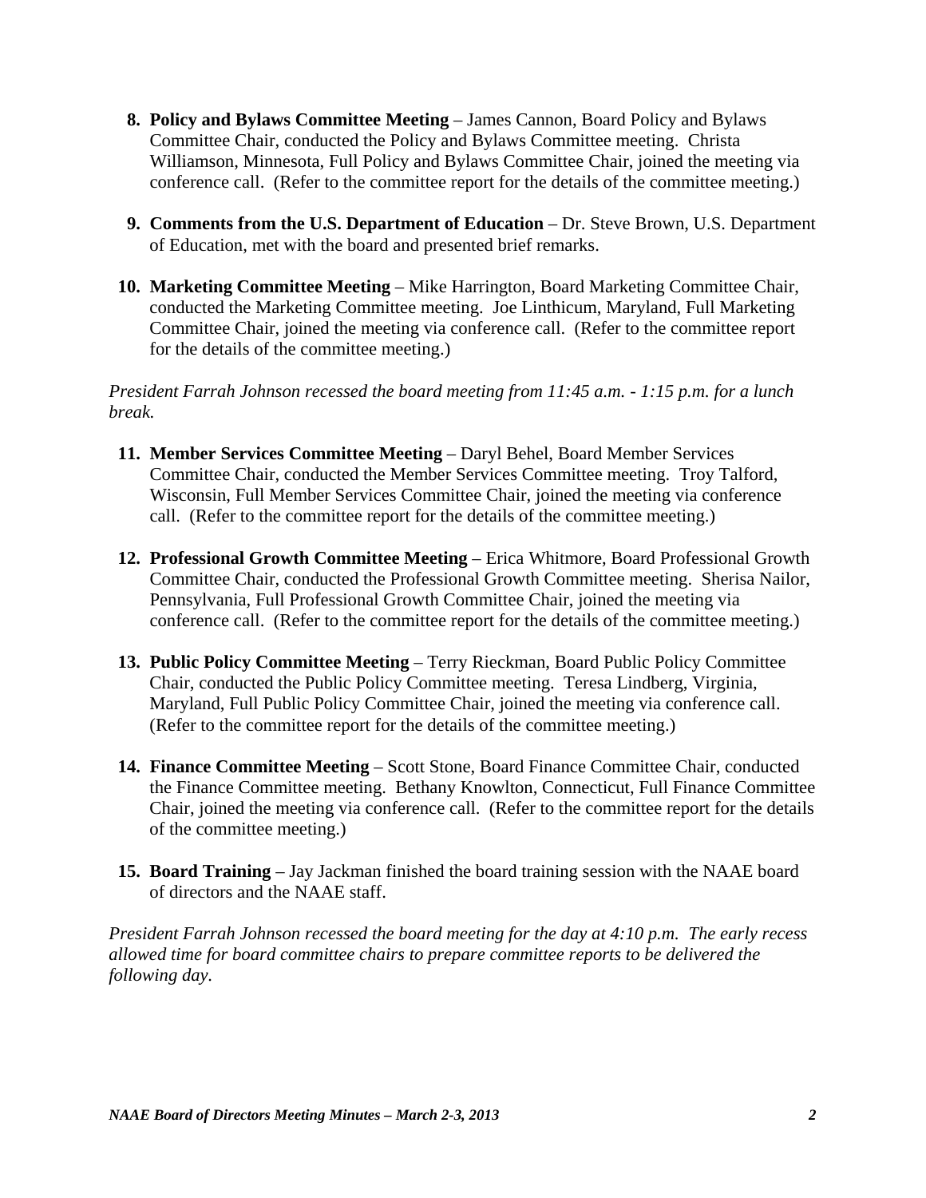8. **Policy and Bylaws Committee Meeting** – James Cannon, Board Policy and Bylaws Committee Chair, conducted the Policy and Bylaws Committee meeting. Christa Williamson, Minnesota, Full Policy and Bylaws Committee Chair, joined the meeting via conference call. (Refer to the committee report for the details of the committee meeting.)

9. **Comments from the U.S. Department of Education** – Dr. Steve Brown, U.S. Department of Education, met with the board and presented brief remarks.

10. **Marketing Committee Meeting** – Mike Harrington, Board Marketing Committee Chair, conducted the Marketing Committee meeting. Joe Linthicum, Maryland, Full Marketing Committee Chair, joined the meeting via conference call. (Refer to the committee report for the details of the committee meeting.)

*President Farrah Johnson recessed the board meeting from 11:45 a.m. - 1:15 p.m. for a lunch break.*

11. **Member Services Committee Meeting** – Daryl Behel, Board Member Services Committee Chair, conducted the Member Services Committee meeting. Troy Talford, Wisconsin, Full Member Services Committee Chair, joined the meeting via conference call. (Refer to the committee report for the details of the committee meeting.)

12. **Professional Growth Committee Meeting** – Erica Whitmore, Board Professional Growth Committee Chair, conducted the Professional Growth Committee meeting. Sherisa Nailor, Pennsylvania, Full Professional Growth Committee Chair, joined the meeting via conference call. (Refer to the committee report for the details of the committee meeting.)

13. **Public Policy Committee Meeting** – Terry Rieckman, Board Public Policy Committee Chair, conducted the Public Policy Committee meeting. Teresa Lindberg, Virginia, Maryland, Full Public Policy Committee Chair, joined the meeting via conference call. (Refer to the committee report for the details of the committee meeting.)

14. **Finance Committee Meeting** – Scott Stone, Board Finance Committee Chair, conducted the Finance Committee meeting. Bethany Knowlton, Connecticut, Full Finance Committee Chair, joined the meeting via conference call. (Refer to the committee report for the details of the committee meeting.)

15. **Board Training** – Jay Jackman finished the board training session with the NAAE board of directors and the NAAE staff.

*President Farrah Johnson recessed the board meeting for the day at 4:10 p.m. The early recess allowed time for board committee chairs to prepare committee reports to be delivered the following day.*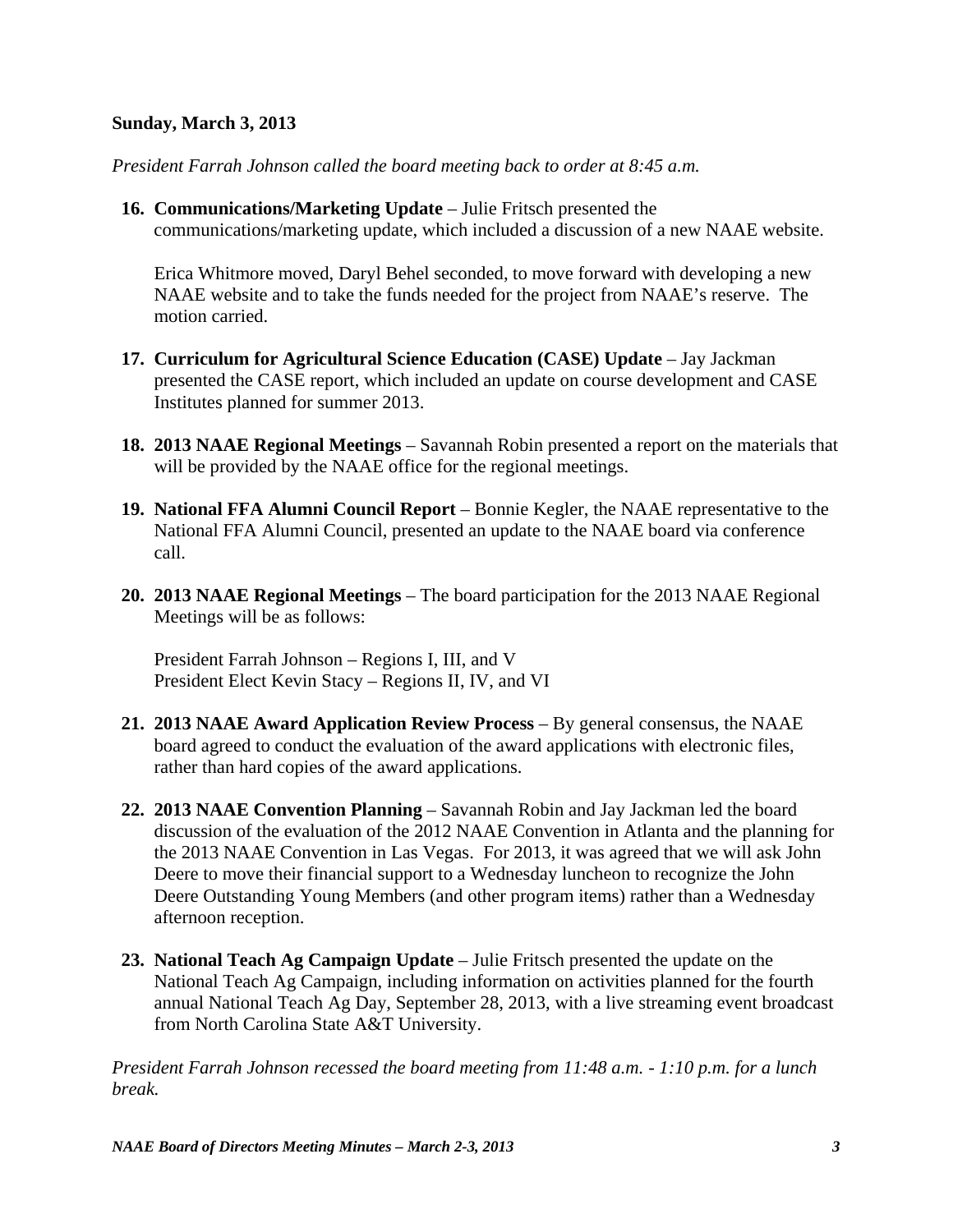**Sunday, March 3, 2013**

*President Farrah Johnson called the board meeting back to order at 8:45 a.m.*

16. **Communications/Marketing Update** – Julie Fritsch presented the communications/marketing update, which included a discussion of a new NAAE website.

    Erica Whitmore moved, Daryl Behel seconded, to move forward with developing a new NAAE website and to take the funds needed for the project from NAAE's reserve. The motion carried.

17. **Curriculum for Agricultural Science Education (CASE) Update** – Jay Jackman presented the CASE report, which included an update on course development and CASE Institutes planned for summer 2013.

18. **2013 NAAE Regional Meetings** – Savannah Robin presented a report on the materials that will be provided by the NAAE office for the regional meetings.

19. **National FFA Alumni Council Report** – Bonnie Kegler, the NAAE representative to the National FFA Alumni Council, presented an update to the NAAE board via conference call.

20. **2013 NAAE Regional Meetings** – The board participation for the 2013 NAAE Regional Meetings will be as follows:

    President Farrah Johnson – Regions I, III, and V
    President Elect Kevin Stacy – Regions II, IV, and VI

21. **2013 NAAE Award Application Review Process** – By general consensus, the NAAE board agreed to conduct the evaluation of the award applications with electronic files, rather than hard copies of the award applications.

22. **2013 NAAE Convention Planning** – Savannah Robin and Jay Jackman led the board discussion of the evaluation of the 2012 NAAE Convention in Atlanta and the planning for the 2013 NAAE Convention in Las Vegas. For 2013, it was agreed that we will ask John Deere to move their financial support to a Wednesday luncheon to recognize the John Deere Outstanding Young Members (and other program items) rather than a Wednesday afternoon reception.

23. **National Teach Ag Campaign Update** – Julie Fritsch presented the update on the National Teach Ag Campaign, including information on activities planned for the fourth annual National Teach Ag Day, September 28, 2013, with a live streaming event broadcast from North Carolina State A&T University.

*President Farrah Johnson recessed the board meeting from 11:48 a.m. - 1:10 p.m. for a lunch break.*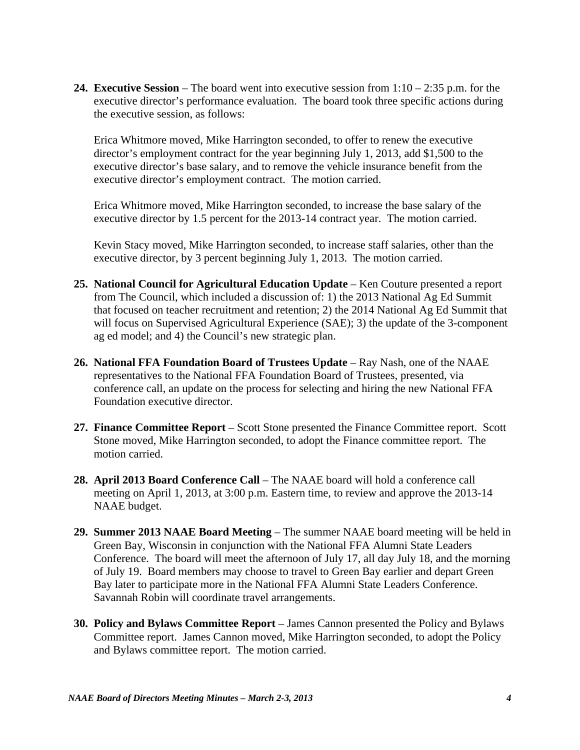24. **Executive Session** – The board went into executive session from 1:10 – 2:35 p.m. for the executive director's performance evaluation. The board took three specific actions during the executive session, as follows:

    Erica Whitmore moved, Mike Harrington seconded, to offer to renew the executive director's employment contract for the year beginning July 1, 2013, add $1,500 to the executive director's base salary, and to remove the vehicle insurance benefit from the executive director's employment contract. The motion carried.

    Erica Whitmore moved, Mike Harrington seconded, to increase the base salary of the executive director by 1.5 percent for the 2013-14 contract year. The motion carried.

    Kevin Stacy moved, Mike Harrington seconded, to increase staff salaries, other than the executive director, by 3 percent beginning July 1, 2013. The motion carried.

25. **National Council for Agricultural Education Update** – Ken Couture presented a report from The Council, which included a discussion of: 1) the 2013 National Ag Ed Summit that focused on teacher recruitment and retention; 2) the 2014 National Ag Ed Summit that will focus on Supervised Agricultural Experience (SAE); 3) the update of the 3-component ag ed model; and 4) the Council's new strategic plan.

26. **National FFA Foundation Board of Trustees Update** – Ray Nash, one of the NAAE representatives to the National FFA Foundation Board of Trustees, presented, via conference call, an update on the process for selecting and hiring the new National FFA Foundation executive director.

27. **Finance Committee Report** – Scott Stone presented the Finance Committee report. Scott Stone moved, Mike Harrington seconded, to adopt the Finance committee report. The motion carried.

28. **April 2013 Board Conference Call** – The NAAE board will hold a conference call meeting on April 1, 2013, at 3:00 p.m. Eastern time, to review and approve the 2013-14 NAAE budget.

29. **Summer 2013 NAAE Board Meeting** – The summer NAAE board meeting will be held in Green Bay, Wisconsin in conjunction with the National FFA Alumni State Leaders Conference. The board will meet the afternoon of July 17, all day July 18, and the morning of July 19. Board members may choose to travel to Green Bay earlier and depart Green Bay later to participate more in the National FFA Alumni State Leaders Conference. Savannah Robin will coordinate travel arrangements.

30. **Policy and Bylaws Committee Report** – James Cannon presented the Policy and Bylaws Committee report. James Cannon moved, Mike Harrington seconded, to adopt the Policy and Bylaws committee report. The motion carried.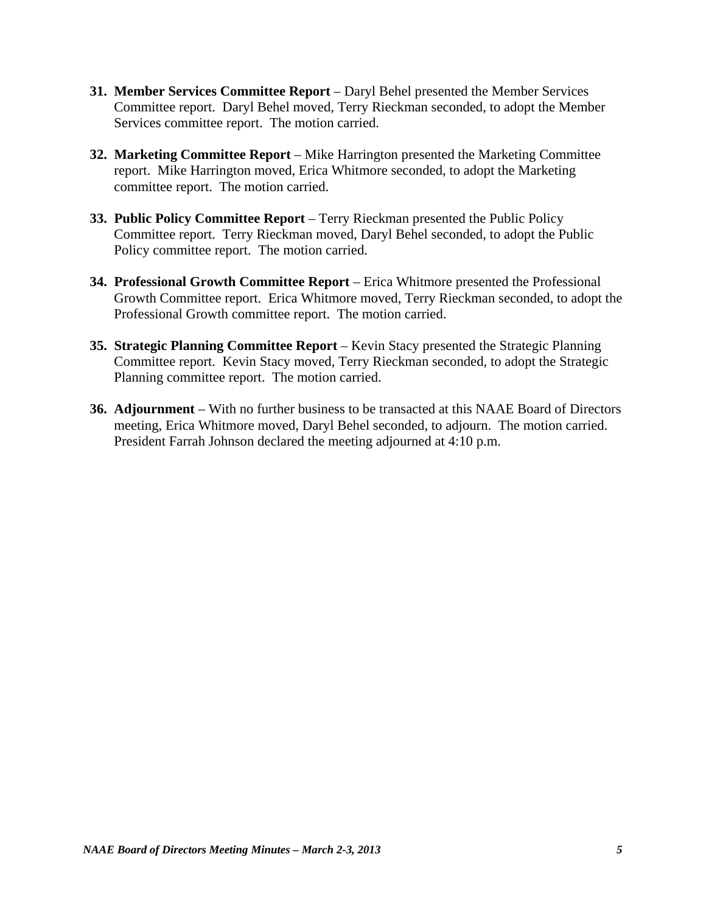31. **Member Services Committee Report** – Daryl Behel presented the Member Services Committee report. Daryl Behel moved, Terry Rieckman seconded, to adopt the Member Services committee report. The motion carried.

32. **Marketing Committee Report** – Mike Harrington presented the Marketing Committee report. Mike Harrington moved, Erica Whitmore seconded, to adopt the Marketing committee report. The motion carried.

33. **Public Policy Committee Report** – Terry Rieckman presented the Public Policy Committee report. Terry Rieckman moved, Daryl Behel seconded, to adopt the Public Policy committee report. The motion carried.

34. **Professional Growth Committee Report** – Erica Whitmore presented the Professional Growth Committee report. Erica Whitmore moved, Terry Rieckman seconded, to adopt the Professional Growth committee report. The motion carried.

35. **Strategic Planning Committee Report** – Kevin Stacy presented the Strategic Planning Committee report. Kevin Stacy moved, Terry Rieckman seconded, to adopt the Strategic Planning committee report. The motion carried.

36. **Adjournment** – With no further business to be transacted at this NAAE Board of Directors meeting, Erica Whitmore moved, Daryl Behel seconded, to adjourn. The motion carried. President Farrah Johnson declared the meeting adjourned at 4:10 p.m.